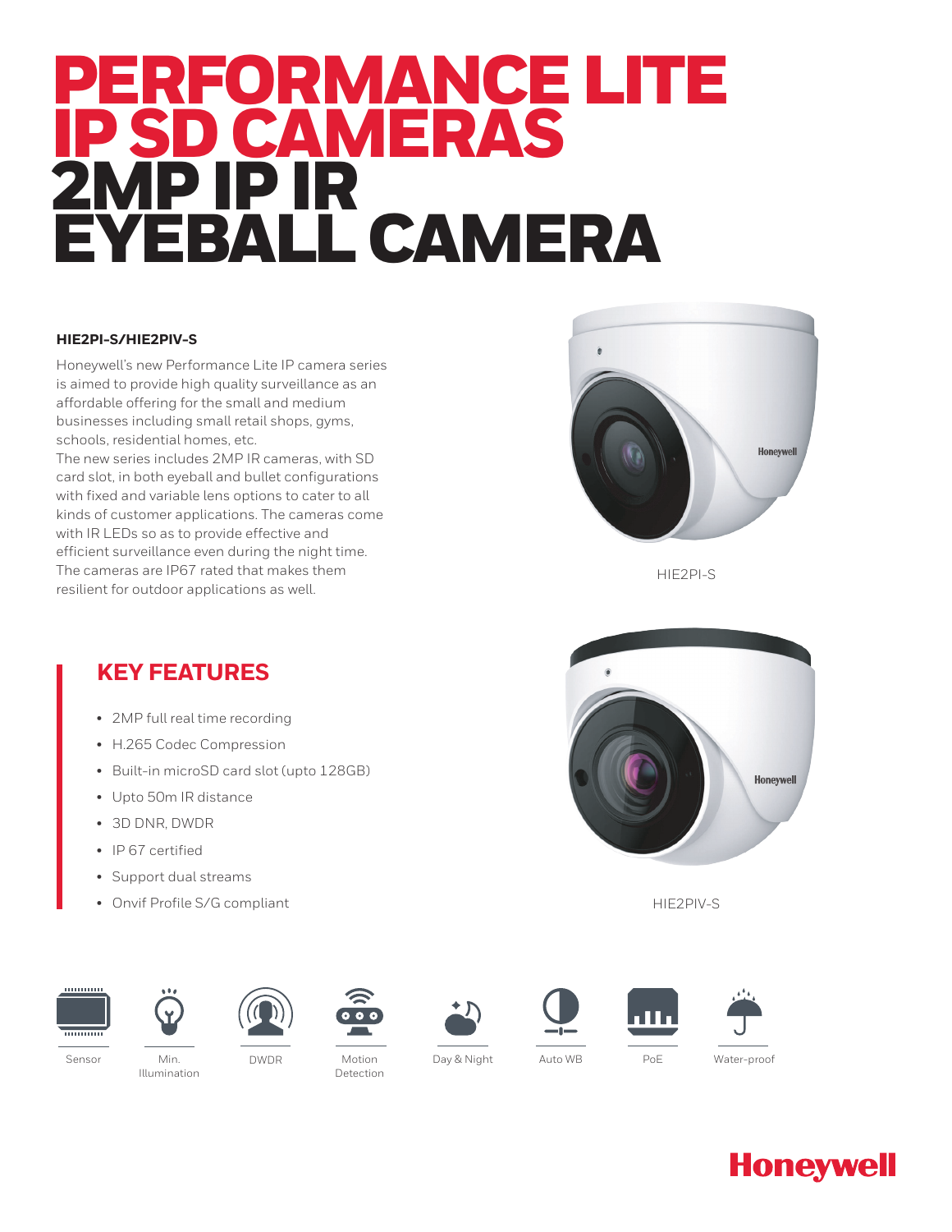# PERFORMANCE LITE IP SD CAMERAS 2MP IP IR EYEBALL CAMERA

**HIE2PI-S/HIE2PIV-S**

Honeywell's new Performance Lite IP camera series is aimed to provide high quality surveillance as an affordable offering for the small and medium businesses including small retail shops, gyms, schools, residential homes, etc.
The new series includes 2MP IR cameras, with SD card slot, in both eyeball and bullet configurations with fixed and variable lens options to cater to all kinds of customer applications. The cameras come with IR LEDs so as to provide effective and efficient surveillance even during the night time. The cameras are IP67 rated that makes them resilient for outdoor applications as well.

HIE2PI-S

HIE2PIV-S

## KEY FEATURES

- 2MP full real time recording
- H.265 Codec Compression
- Built-in microSD card slot (upto 128GB)
- Upto 50m IR distance
- 3D DNR, DWDR
- IP 67 certified
- Support dual streams
- Onvif Profile S/G compliant

Sensor | Min. Illumination | DWDR | Motion Detection | Day & Night | Auto WB | PoE | Water-proof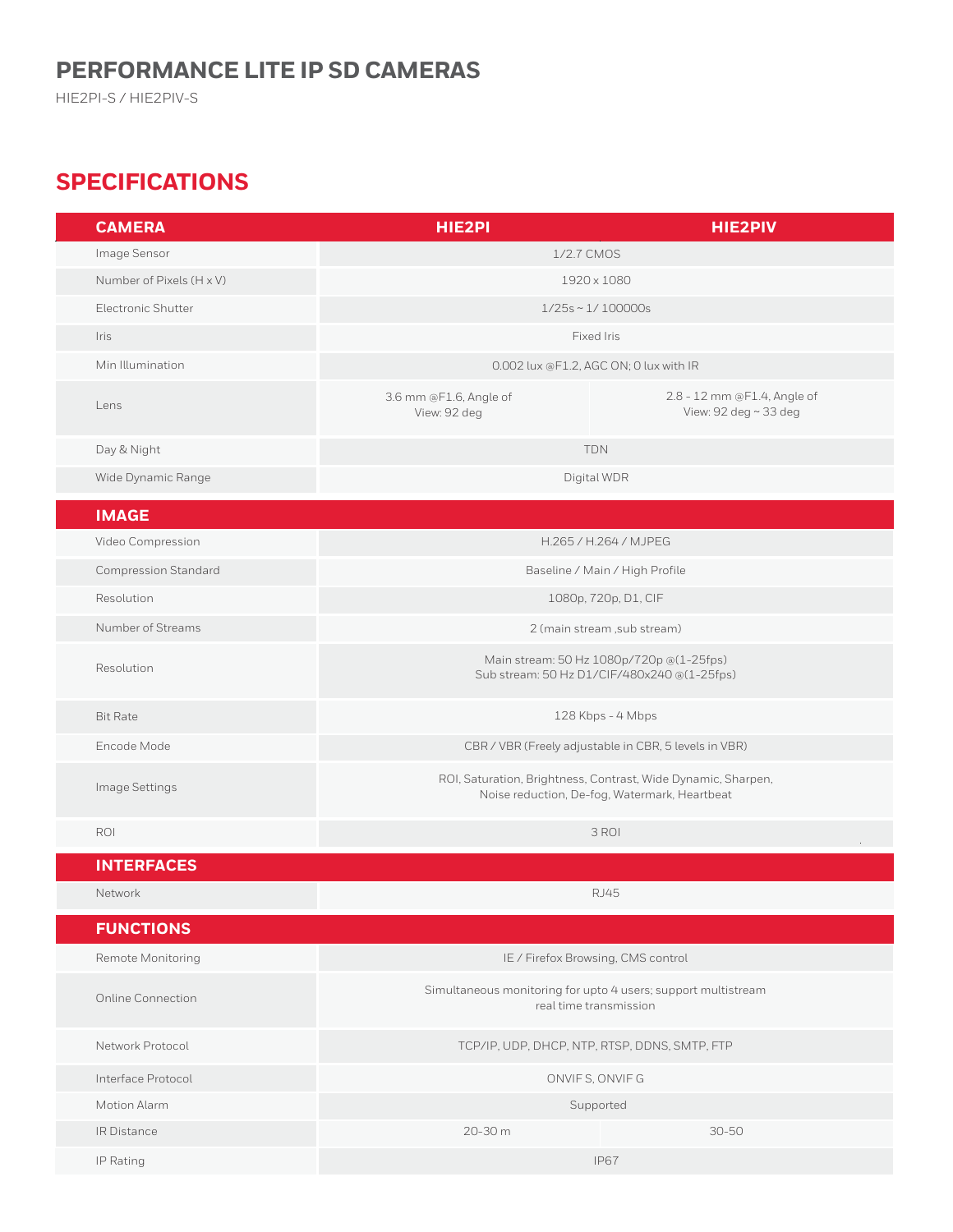# PERFORMANCE LITE IP SD CAMERAS

HIE2PI-S / HIE2PIV-S

## SPECIFICATIONS

| CAMERA | HIE2PI | HIE2PIV |
|---|---|---|
| Image Sensor | 1/2.7 CMOS | |
| Number of Pixels (H x V) | 1920 x 1080 | |
| Electronic Shutter | 1/25s ~ 1/ 100000s | |
| Iris | Fixed Iris | |
| Min Illumination | 0.002 lux @F1.2, AGC ON; 0 lux with IR | |
| Lens | 3.6 mm @F1.6, Angle of View: 92 deg | 2.8 - 12 mm @F1.4, Angle of View: 92 deg ~ 33 deg |
| Day & Night | TDN | |
| Wide Dynamic Range | Digital WDR | |
| **IMAGE** | | |
| Video Compression | H.265 / H.264 / MJPEG | |
| Compression Standard | Baseline / Main / High Profile | |
| Resolution | 1080p, 720p, D1, CIF | |
| Number of Streams | 2 (main stream ,sub stream) | |
| Resolution | Main stream: 50 Hz 1080p/720p @(1-25fps)<br>Sub stream: 50 Hz D1/CIF/480x240 @(1-25fps) | |
| Bit Rate | 128 Kbps - 4 Mbps | |
| Encode Mode | CBR / VBR (Freely adjustable in CBR, 5 levels in VBR) | |
| Image Settings | ROI, Saturation, Brightness, Contrast, Wide Dynamic, Sharpen, Noise reduction, De-fog, Watermark, Heartbeat | |
| ROI | 3 ROI | |
| **INTERFACES** | | |
| Network | RJ45 | |
| **FUNCTIONS** | | |
| Remote Monitoring | IE / Firefox Browsing, CMS control | |
| Online Connection | Simultaneous monitoring for upto 4 users; support multistream real time transmission | |
| Network Protocol | TCP/IP, UDP, DHCP, NTP, RTSP, DDNS, SMTP, FTP | |
| Interface Protocol | ONVIF S, ONVIF G | |
| Motion Alarm | Supported | |
| IR Distance | 20-30 m | 30-50 |
| IP Rating | IP67 | |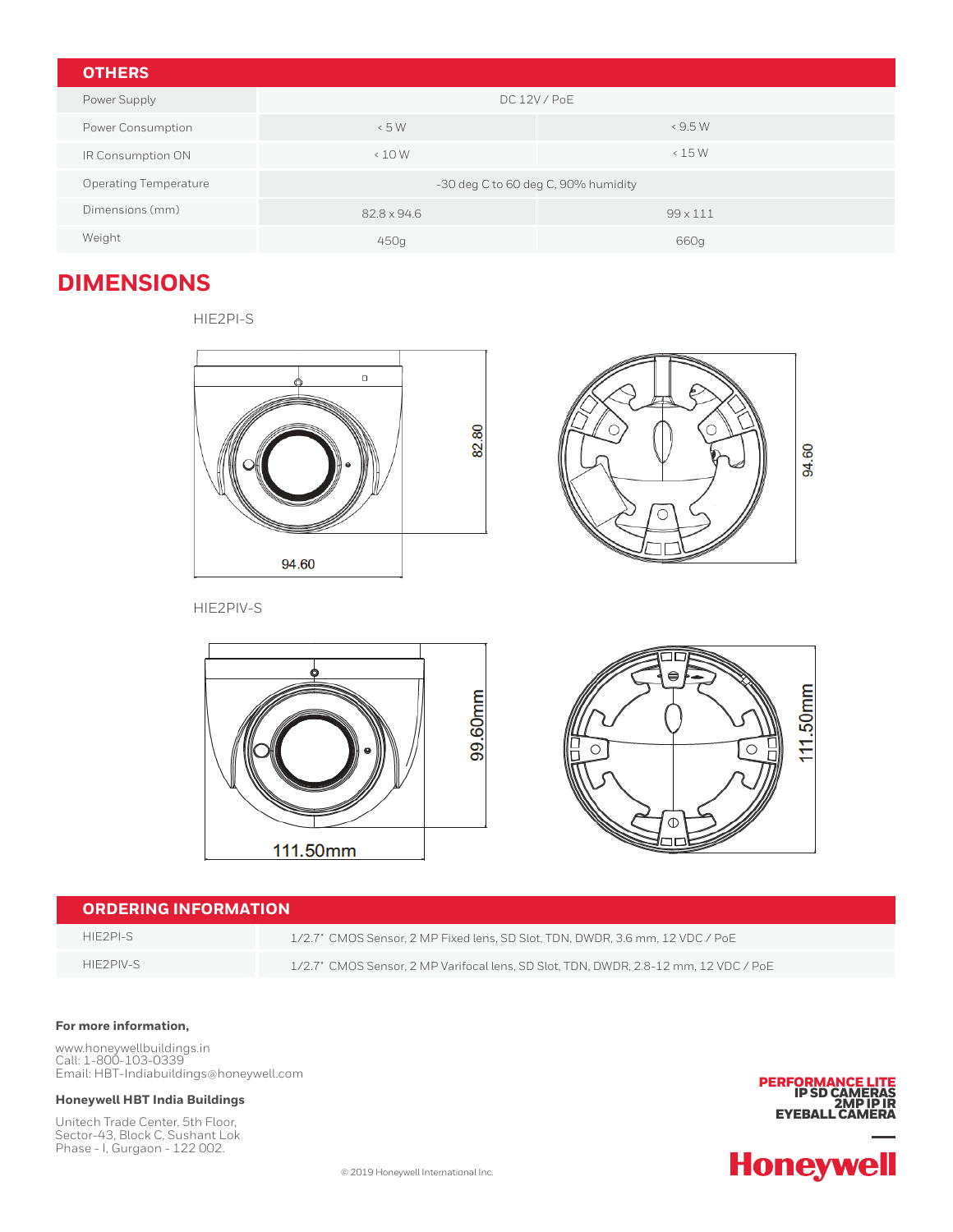## OTHERS

| | | |
|---|---|---|
| Power Supply | DC 12V / PoE | |
| Power Consumption | < 5 W | < 9.5 W |
| IR Consumption ON | < 10 W | < 15 W |
| Operating Temperature | -30 deg C to 60 deg C, 90% humidity | |
| Dimensions (mm) | 82.8 x 94.6 | 99 x 111 |
| Weight | 450g | 660g |

## DIMENSIONS

HIE2PI-S

82.80

94.60

94.60

HIE2PIV-S

99.60mm

111.50mm

111.50mm

## ORDERING INFORMATION

| | |
|---|---|
| HIE2PI-S | 1/2.7" CMOS Sensor, 2 MP Fixed lens, SD Slot, TDN, DWDR, 3.6 mm, 12 VDC / PoE |
| HIE2PIV-S | 1/2.7" CMOS Sensor, 2 MP Varifocal lens, SD Slot, TDN, DWDR, 2.8-12 mm, 12 VDC / PoE |

**For more information,**

www.honeywellbuildings.in
Call: 1-800-103-0339
Email: HBT-Indiabuildings@honeywell.com

**Honeywell HBT India Buildings**

Unitech Trade Center, 5th Floor,
Sector-43, Block C, Sushant Lok
Phase - I, Gurgaon - 122 002.

**PERFORMANCE LITE**
**IP SD CAMERAS**
**2MP IP IR**
**EYEBALL CAMERA**

**Honeywell**

© 2019 Honeywell International Inc.